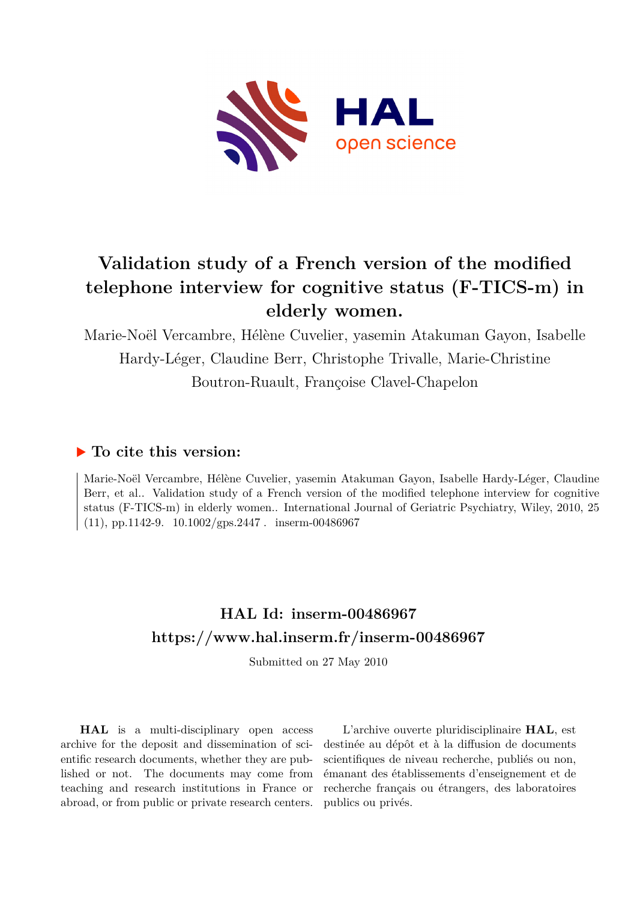# Validation study of a French version of the modified telephone interview for cognitive status (F-TICS-m) in elderly women.

Marie-Noël Vercambre, Hélène Cuvelier, yasemin Atakuman Gayon, Isabelle Hardy-Léger, Claudine Berr, Christophe Trivalle, Marie-Christine Boutron-Ruault, Françoise Clavel-Chapelon

## To cite this version:

Marie-Noël Vercambre, Hélène Cuvelier, yasemin Atakuman Gayon, Isabelle Hardy-Léger, Claudine Berr, et al.. Validation study of a French version of the modified telephone interview for cognitive status (F-TICS-m) in elderly women.. International Journal of Geriatric Psychiatry, Wiley, 2010, 25 (11), pp.1142-9. 10.1002/gps.2447 . inserm-00486967

## HAL Id: inserm-00486967
## https://www.hal.inserm.fr/inserm-00486967

Submitted on 27 May 2010

**HAL** is a multi-disciplinary open access archive for the deposit and dissemination of scientific research documents, whether they are published or not. The documents may come from teaching and research institutions in France or abroad, or from public or private research centers.

L'archive ouverte pluridisciplinaire **HAL**, est destinée au dépôt et à la diffusion de documents scientifiques de niveau recherche, publiés ou non, émanant des établissements d'enseignement et de recherche français ou étrangers, des laboratoires publics ou privés.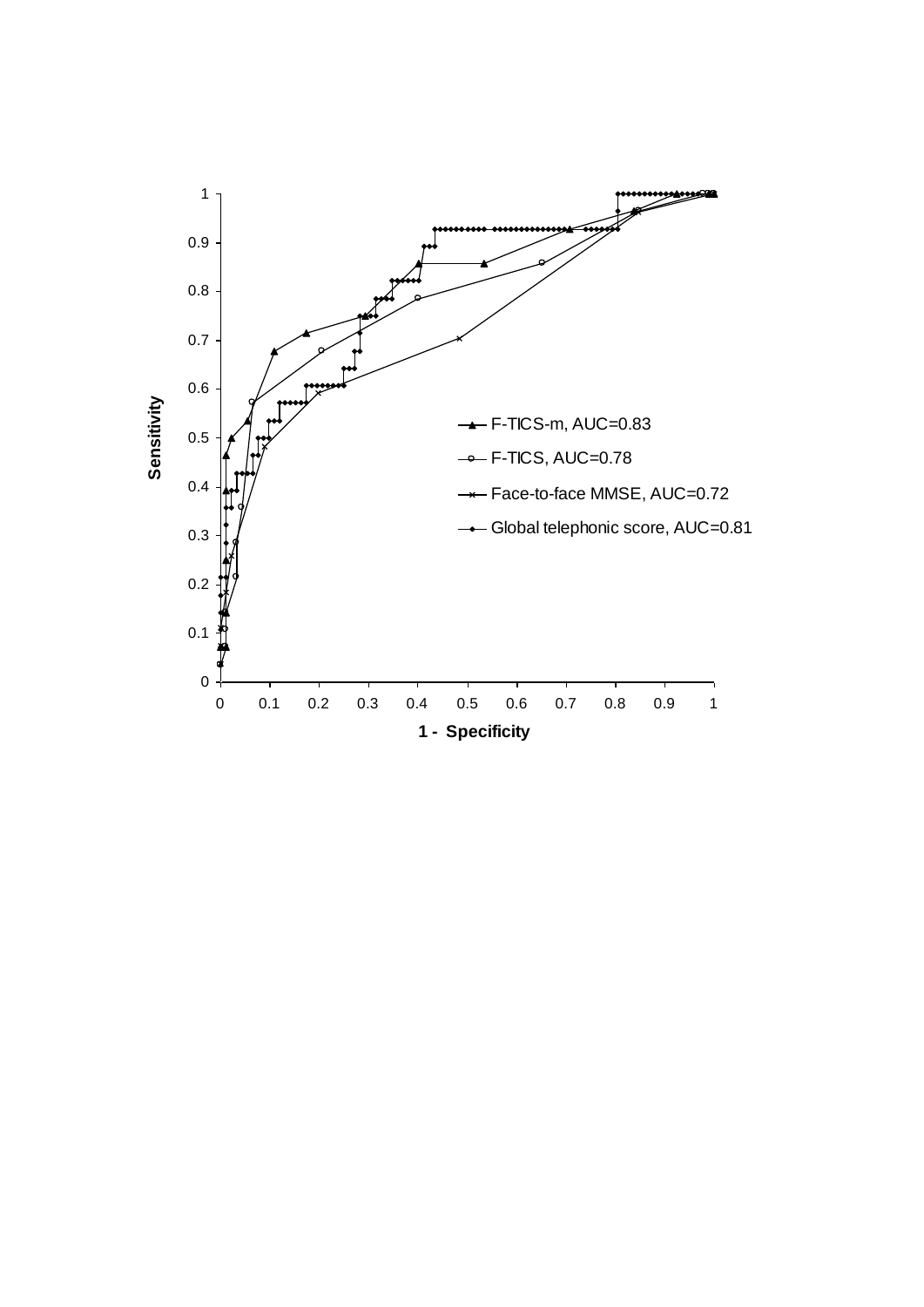Sensitivity

1 - Specificity

0
0.1
0.2
0.3
0.4
0.5
0.6
0.7
0.8
0.9
1

F-TICS-m, AUC=0.83

F-TICS, AUC=0.78

Face-to-face MMSE, AUC=0.72

Global telephonic score, AUC=0.81